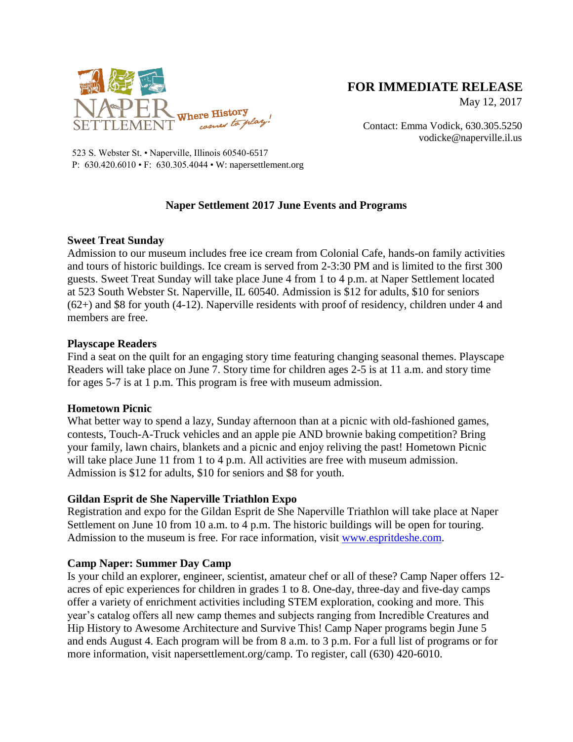NAPER SETTLEMENT Where History comes to play!

**FOR IMMEDIATE RELEASE**

May 12, 2017

Contact: Emma Vodick, 630.305.5250
vodicke@naperville.il.us

523 S. Webster St. • Naperville, Illinois 60540-6517
P: 630.420.6010 • F: 630.305.4044 • W: napersettlement.org

## Naper Settlement 2017 June Events and Programs

**Sweet Treat Sunday**

Admission to our museum includes free ice cream from Colonial Cafe, hands-on family activities and tours of historic buildings. Ice cream is served from 2-3:30 PM and is limited to the first 300 guests. Sweet Treat Sunday will take place June 4 from 1 to 4 p.m. at Naper Settlement located at 523 South Webster St. Naperville, IL 60540. Admission is $12 for adults, $10 for seniors (62+) and $8 for youth (4-12). Naperville residents with proof of residency, children under 4 and members are free.

**Playscape Readers**

Find a seat on the quilt for an engaging story time featuring changing seasonal themes. Playscape Readers will take place on June 7. Story time for children ages 2-5 is at 11 a.m. and story time for ages 5-7 is at 1 p.m. This program is free with museum admission.

**Hometown Picnic**

What better way to spend a lazy, Sunday afternoon than at a picnic with old-fashioned games, contests, Touch-A-Truck vehicles and an apple pie AND brownie baking competition? Bring your family, lawn chairs, blankets and a picnic and enjoy reliving the past! Hometown Picnic will take place June 11 from 1 to 4 p.m. All activities are free with museum admission. Admission is $12 for adults, $10 for seniors and $8 for youth.

**Gildan Esprit de She Naperville Triathlon Expo**

Registration and expo for the Gildan Esprit de She Naperville Triathlon will take place at Naper Settlement on June 10 from 10 a.m. to 4 p.m. The historic buildings will be open for touring. Admission to the museum is free. For race information, visit [www.espritdeshe.com](http://www.espritdeshe.com).

**Camp Naper: Summer Day Camp**

Is your child an explorer, engineer, scientist, amateur chef or all of these? Camp Naper offers 12-acres of epic experiences for children in grades 1 to 8. One-day, three-day and five-day camps offer a variety of enrichment activities including STEM exploration, cooking and more. This year's catalog offers all new camp themes and subjects ranging from Incredible Creatures and Hip History to Awesome Architecture and Survive This! Camp Naper programs begin June 5 and ends August 4. Each program will be from 8 a.m. to 3 p.m. For a full list of programs or for more information, visit napersettlement.org/camp. To register, call (630) 420-6010.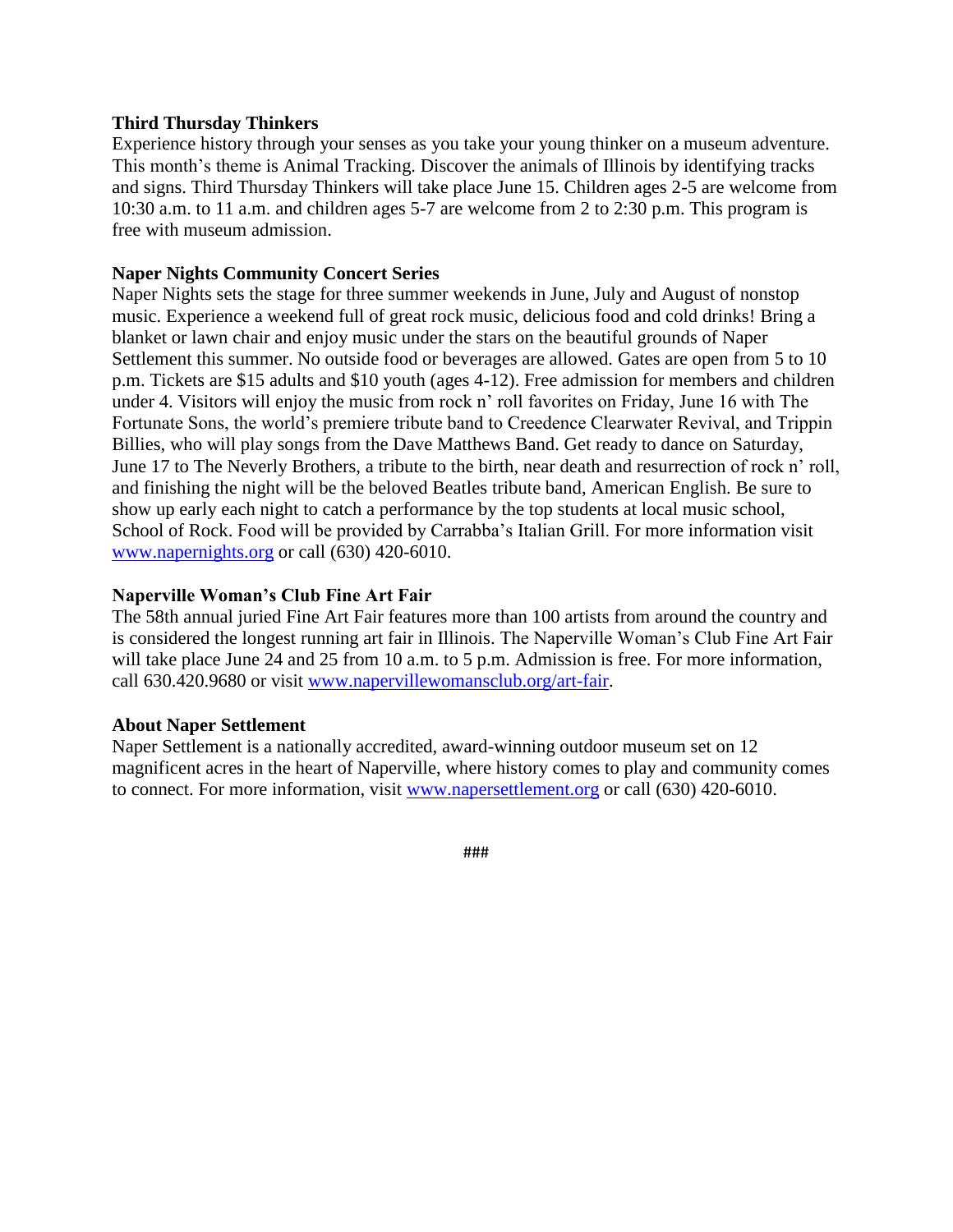**Third Thursday Thinkers**
Experience history through your senses as you take your young thinker on a museum adventure. This month's theme is Animal Tracking. Discover the animals of Illinois by identifying tracks and signs. Third Thursday Thinkers will take place June 15. Children ages 2-5 are welcome from 10:30 a.m. to 11 a.m. and children ages 5-7 are welcome from 2 to 2:30 p.m. This program is free with museum admission.

**Naper Nights Community Concert Series**
Naper Nights sets the stage for three summer weekends in June, July and August of nonstop music. Experience a weekend full of great rock music, delicious food and cold drinks! Bring a blanket or lawn chair and enjoy music under the stars on the beautiful grounds of Naper Settlement this summer. No outside food or beverages are allowed. Gates are open from 5 to 10 p.m. Tickets are $15 adults and $10 youth (ages 4-12). Free admission for members and children under 4. Visitors will enjoy the music from rock n' roll favorites on Friday, June 16 with The Fortunate Sons, the world's premiere tribute band to Creedence Clearwater Revival, and Trippin Billies, who will play songs from the Dave Matthews Band. Get ready to dance on Saturday, June 17 to The Neverly Brothers, a tribute to the birth, near death and resurrection of rock n' roll, and finishing the night will be the beloved Beatles tribute band, American English. Be sure to show up early each night to catch a performance by the top students at local music school, School of Rock. Food will be provided by Carrabba's Italian Grill. For more information visit [www.napernights.org](http://www.napernights.org) or call (630) 420-6010.

**Naperville Woman's Club Fine Art Fair**
The 58th annual juried Fine Art Fair features more than 100 artists from around the country and is considered the longest running art fair in Illinois. The Naperville Woman's Club Fine Art Fair will take place June 24 and 25 from 10 a.m. to 5 p.m. Admission is free. For more information, call 630.420.9680 or visit [www.napervillewomansclub.org/art-fair](http://www.napervillewomansclub.org/art-fair).

**About Naper Settlement**
Naper Settlement is a nationally accredited, award-winning outdoor museum set on 12 magnificent acres in the heart of Naperville, where history comes to play and community comes to connect. For more information, visit [www.napersettlement.org](http://www.napersettlement.org) or call (630) 420-6010.

###